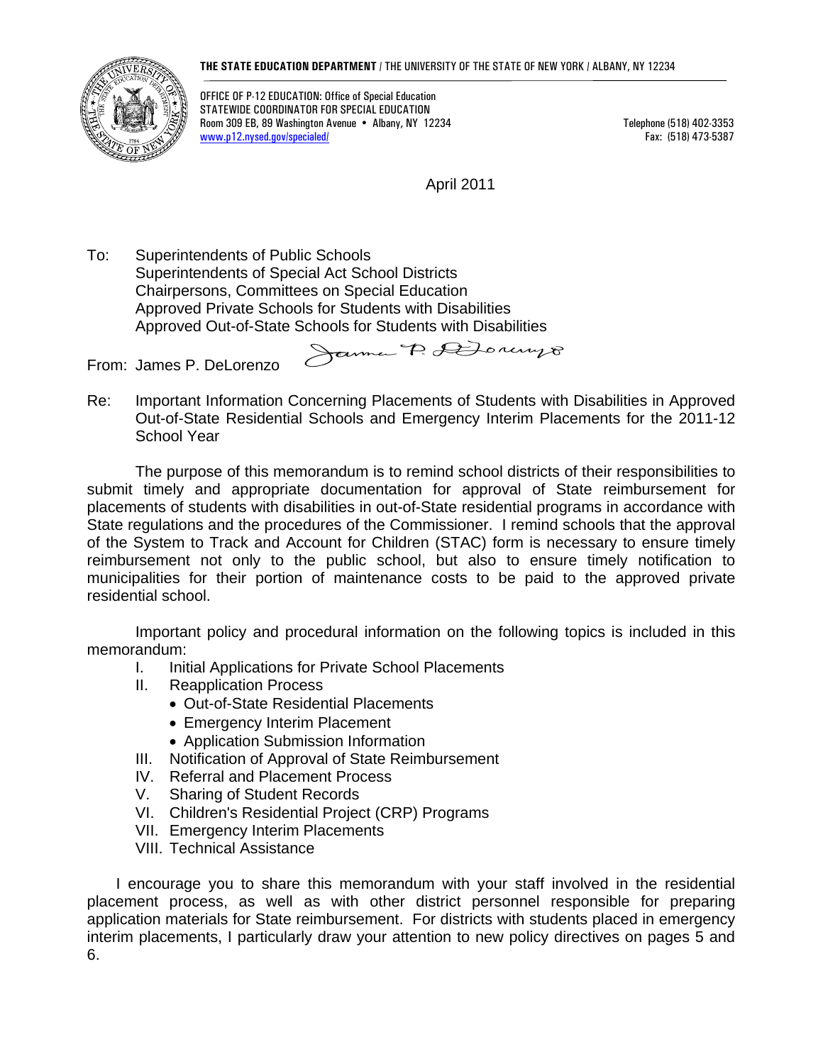**THE STATE EDUCATION DEPARTMENT** / THE UNIVERSITY OF THE STATE OF NEW YORK / ALBANY, NY 12234

OFFICE OF P-12 EDUCATION: Office of Special Education
STATEWIDE COORDINATOR FOR SPECIAL EDUCATION
Room 309 EB, 89 Washington Avenue • Albany, NY 12234
www.p12.nysed.gov/specialed/

Telephone (518) 402-3353
Fax: (518) 473-5387

April 2011

To: Superintendents of Public Schools
Superintendents of Special Act School Districts
Chairpersons, Committees on Special Education
Approved Private Schools for Students with Disabilities
Approved Out-of-State Schools for Students with Disabilities

From: James P. DeLorenzo

Re: Important Information Concerning Placements of Students with Disabilities in Approved Out-of-State Residential Schools and Emergency Interim Placements for the 2011-12 School Year

The purpose of this memorandum is to remind school districts of their responsibilities to submit timely and appropriate documentation for approval of State reimbursement for placements of students with disabilities in out-of-State residential programs in accordance with State regulations and the procedures of the Commissioner. I remind schools that the approval of the System to Track and Account for Children (STAC) form is necessary to ensure timely reimbursement not only to the public school, but also to ensure timely notification to municipalities for their portion of maintenance costs to be paid to the approved private residential school.

Important policy and procedural information on the following topics is included in this memorandum:

I. Initial Applications for Private School Placements
II. Reapplication Process
   - Out-of-State Residential Placements
   - Emergency Interim Placement
   - Application Submission Information
III. Notification of Approval of State Reimbursement
IV. Referral and Placement Process
V. Sharing of Student Records
VI. Children's Residential Project (CRP) Programs
VII. Emergency Interim Placements
VIII. Technical Assistance

I encourage you to share this memorandum with your staff involved in the residential placement process, as well as with other district personnel responsible for preparing application materials for State reimbursement. For districts with students placed in emergency interim placements, I particularly draw your attention to new policy directives on pages 5 and 6.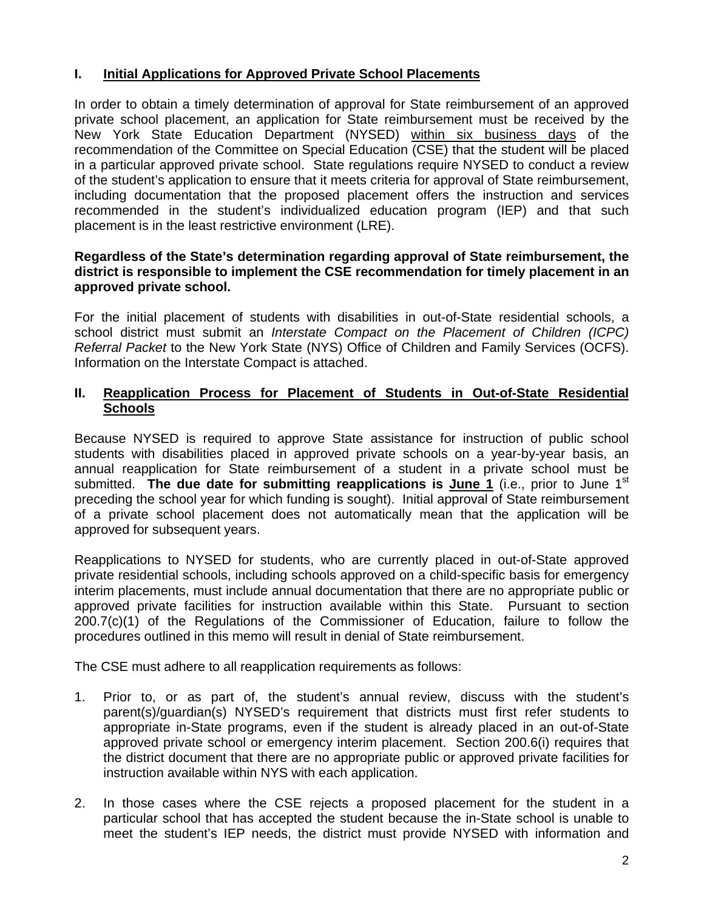## I. Initial Applications for Approved Private School Placements

In order to obtain a timely determination of approval for State reimbursement of an approved private school placement, an application for State reimbursement must be received by the New York State Education Department (NYSED) within six business days of the recommendation of the Committee on Special Education (CSE) that the student will be placed in a particular approved private school. State regulations require NYSED to conduct a review of the student's application to ensure that it meets criteria for approval of State reimbursement, including documentation that the proposed placement offers the instruction and services recommended in the student's individualized education program (IEP) and that such placement is in the least restrictive environment (LRE).

**Regardless of the State's determination regarding approval of State reimbursement, the district is responsible to implement the CSE recommendation for timely placement in an approved private school.**

For the initial placement of students with disabilities in out-of-State residential schools, a school district must submit an *Interstate Compact on the Placement of Children (ICPC) Referral Packet* to the New York State (NYS) Office of Children and Family Services (OCFS). Information on the Interstate Compact is attached.

## II. Reapplication Process for Placement of Students in Out-of-State Residential Schools

Because NYSED is required to approve State assistance for instruction of public school students with disabilities placed in approved private schools on a year-by-year basis, an annual reapplication for State reimbursement of a student in a private school must be submitted. **The due date for submitting reapplications is June 1** (i.e., prior to June 1st preceding the school year for which funding is sought). Initial approval of State reimbursement of a private school placement does not automatically mean that the application will be approved for subsequent years.

Reapplications to NYSED for students, who are currently placed in out-of-State approved private residential schools, including schools approved on a child-specific basis for emergency interim placements, must include annual documentation that there are no appropriate public or approved private facilities for instruction available within this State. Pursuant to section 200.7(c)(1) of the Regulations of the Commissioner of Education, failure to follow the procedures outlined in this memo will result in denial of State reimbursement.

The CSE must adhere to all reapplication requirements as follows:

1. Prior to, or as part of, the student's annual review, discuss with the student's parent(s)/guardian(s) NYSED's requirement that districts must first refer students to appropriate in-State programs, even if the student is already placed in an out-of-State approved private school or emergency interim placement. Section 200.6(i) requires that the district document that there are no appropriate public or approved private facilities for instruction available within NYS with each application.

2. In those cases where the CSE rejects a proposed placement for the student in a particular school that has accepted the student because the in-State school is unable to meet the student's IEP needs, the district must provide NYSED with information and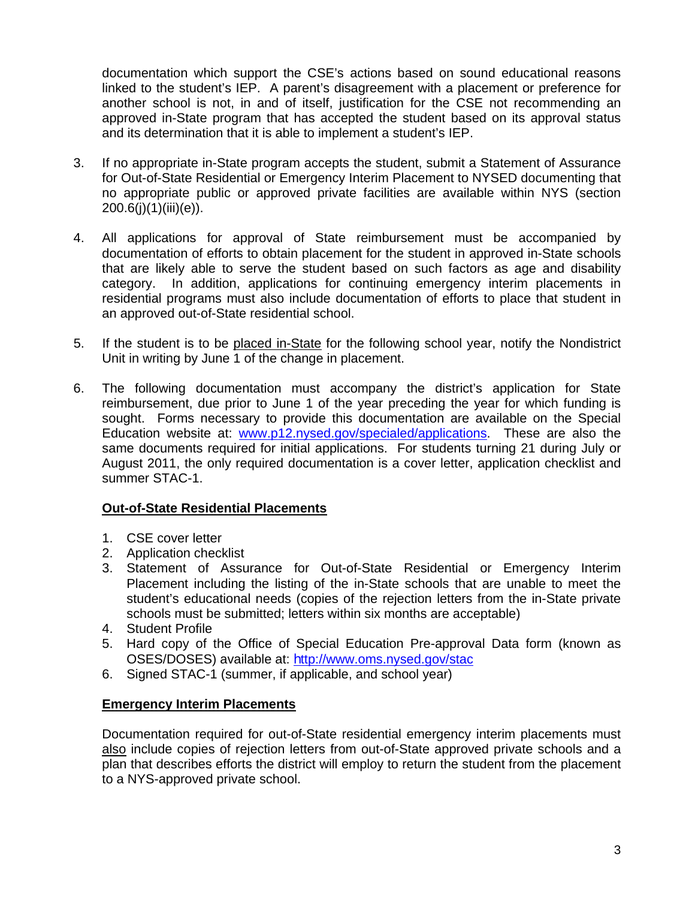documentation which support the CSE's actions based on sound educational reasons linked to the student's IEP. A parent's disagreement with a placement or preference for another school is not, in and of itself, justification for the CSE not recommending an approved in-State program that has accepted the student based on its approval status and its determination that it is able to implement a student's IEP.

3. If no appropriate in-State program accepts the student, submit a Statement of Assurance for Out-of-State Residential or Emergency Interim Placement to NYSED documenting that no appropriate public or approved private facilities are available within NYS (section 200.6(j)(1)(iii)(e)).

4. All applications for approval of State reimbursement must be accompanied by documentation of efforts to obtain placement for the student in approved in-State schools that are likely able to serve the student based on such factors as age and disability category. In addition, applications for continuing emergency interim placements in residential programs must also include documentation of efforts to place that student in an approved out-of-State residential school.

5. If the student is to be placed in-State for the following school year, notify the Nondistrict Unit in writing by June 1 of the change in placement.

6. The following documentation must accompany the district's application for State reimbursement, due prior to June 1 of the year preceding the year for which funding is sought. Forms necessary to provide this documentation are available on the Special Education website at: www.p12.nysed.gov/specialed/applications. These are also the same documents required for initial applications. For students turning 21 during July or August 2011, the only required documentation is a cover letter, application checklist and summer STAC-1.

**Out-of-State Residential Placements**

1. CSE cover letter
2. Application checklist
3. Statement of Assurance for Out-of-State Residential or Emergency Interim Placement including the listing of the in-State schools that are unable to meet the student's educational needs (copies of the rejection letters from the in-State private schools must be submitted; letters within six months are acceptable)
4. Student Profile
5. Hard copy of the Office of Special Education Pre-approval Data form (known as OSES/DOSES) available at: http://www.oms.nysed.gov/stac
6. Signed STAC-1 (summer, if applicable, and school year)

**Emergency Interim Placements**

Documentation required for out-of-State residential emergency interim placements must also include copies of rejection letters from out-of-State approved private schools and a plan that describes efforts the district will employ to return the student from the placement to a NYS-approved private school.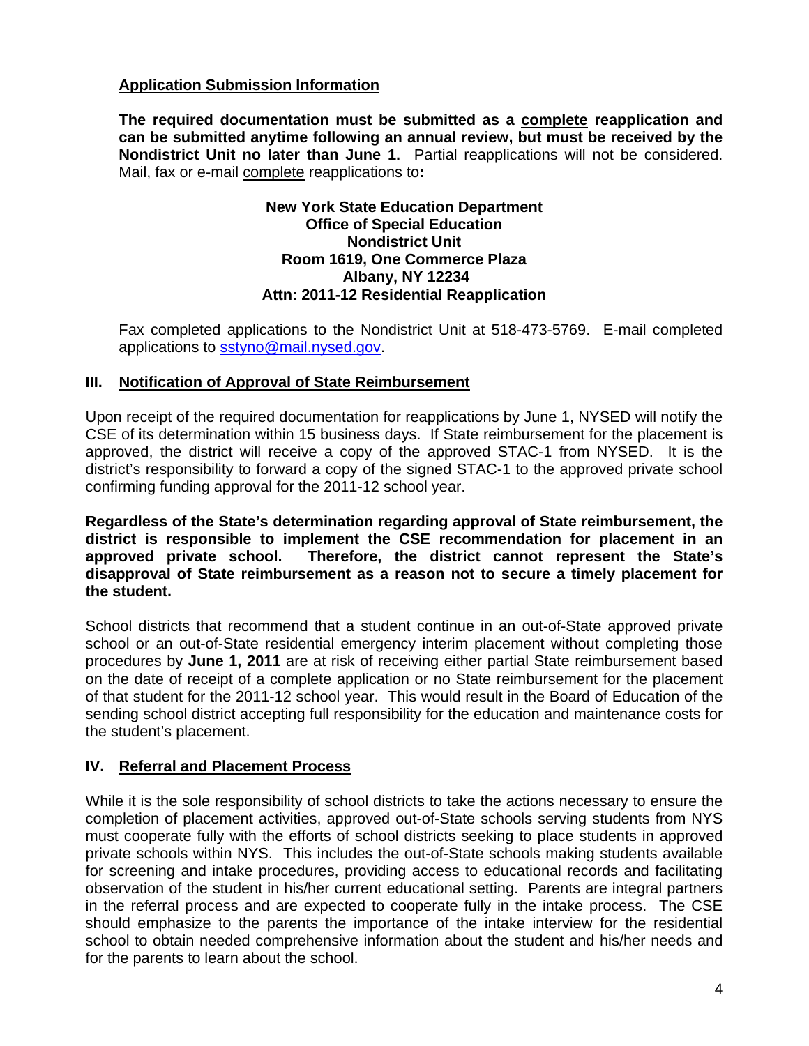**Application Submission Information**

**The required documentation must be submitted as a complete reapplication and can be submitted anytime following an annual review, but must be received by the Nondistrict Unit no later than June 1.** Partial reapplications will not be considered. Mail, fax or e-mail complete reapplications to**:**

**New York State Education Department**
**Office of Special Education**
**Nondistrict Unit**
**Room 1619, One Commerce Plaza**
**Albany, NY 12234**
**Attn: 2011-12 Residential Reapplication**

Fax completed applications to the Nondistrict Unit at 518-473-5769. E-mail completed applications to sstyno@mail.nysed.gov.

## III. Notification of Approval of State Reimbursement

Upon receipt of the required documentation for reapplications by June 1, NYSED will notify the CSE of its determination within 15 business days. If State reimbursement for the placement is approved, the district will receive a copy of the approved STAC-1 from NYSED. It is the district's responsibility to forward a copy of the signed STAC-1 to the approved private school confirming funding approval for the 2011-12 school year.

**Regardless of the State's determination regarding approval of State reimbursement, the district is responsible to implement the CSE recommendation for placement in an approved private school. Therefore, the district cannot represent the State's disapproval of State reimbursement as a reason not to secure a timely placement for the student.**

School districts that recommend that a student continue in an out-of-State approved private school or an out-of-State residential emergency interim placement without completing those procedures by **June 1, 2011** are at risk of receiving either partial State reimbursement based on the date of receipt of a complete application or no State reimbursement for the placement of that student for the 2011-12 school year. This would result in the Board of Education of the sending school district accepting full responsibility for the education and maintenance costs for the student's placement.

## IV. Referral and Placement Process

While it is the sole responsibility of school districts to take the actions necessary to ensure the completion of placement activities, approved out-of-State schools serving students from NYS must cooperate fully with the efforts of school districts seeking to place students in approved private schools within NYS. This includes the out-of-State schools making students available for screening and intake procedures, providing access to educational records and facilitating observation of the student in his/her current educational setting. Parents are integral partners in the referral process and are expected to cooperate fully in the intake process. The CSE should emphasize to the parents the importance of the intake interview for the residential school to obtain needed comprehensive information about the student and his/her needs and for the parents to learn about the school.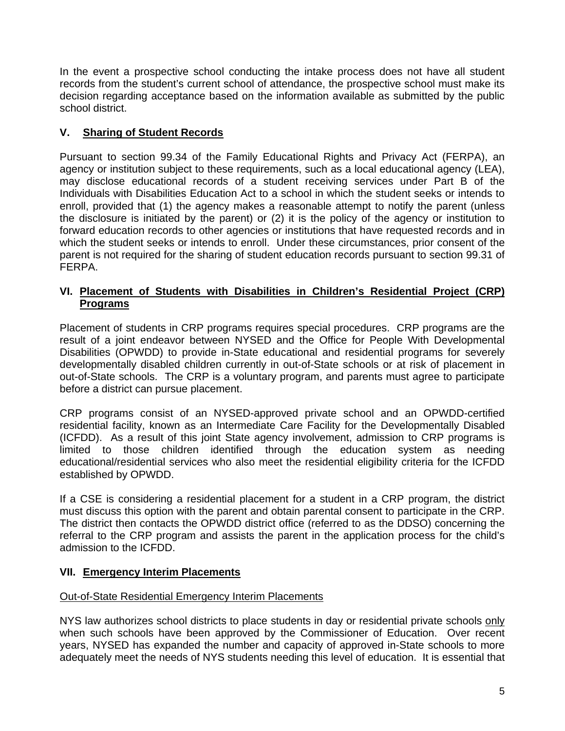In the event a prospective school conducting the intake process does not have all student records from the student's current school of attendance, the prospective school must make its decision regarding acceptance based on the information available as submitted by the public school district.

## V. Sharing of Student Records

Pursuant to section 99.34 of the Family Educational Rights and Privacy Act (FERPA), an agency or institution subject to these requirements, such as a local educational agency (LEA), may disclose educational records of a student receiving services under Part B of the Individuals with Disabilities Education Act to a school in which the student seeks or intends to enroll, provided that (1) the agency makes a reasonable attempt to notify the parent (unless the disclosure is initiated by the parent) or (2) it is the policy of the agency or institution to forward education records to other agencies or institutions that have requested records and in which the student seeks or intends to enroll. Under these circumstances, prior consent of the parent is not required for the sharing of student education records pursuant to section 99.31 of FERPA.

## VI. Placement of Students with Disabilities in Children's Residential Project (CRP) Programs

Placement of students in CRP programs requires special procedures. CRP programs are the result of a joint endeavor between NYSED and the Office for People With Developmental Disabilities (OPWDD) to provide in-State educational and residential programs for severely developmentally disabled children currently in out-of-State schools or at risk of placement in out-of-State schools. The CRP is a voluntary program, and parents must agree to participate before a district can pursue placement.

CRP programs consist of an NYSED-approved private school and an OPWDD-certified residential facility, known as an Intermediate Care Facility for the Developmentally Disabled (ICFDD). As a result of this joint State agency involvement, admission to CRP programs is limited to those children identified through the education system as needing educational/residential services who also meet the residential eligibility criteria for the ICFDD established by OPWDD.

If a CSE is considering a residential placement for a student in a CRP program, the district must discuss this option with the parent and obtain parental consent to participate in the CRP. The district then contacts the OPWDD district office (referred to as the DDSO) concerning the referral to the CRP program and assists the parent in the application process for the child's admission to the ICFDD.

## VII. Emergency Interim Placements

### Out-of-State Residential Emergency Interim Placements

NYS law authorizes school districts to place students in day or residential private schools only when such schools have been approved by the Commissioner of Education. Over recent years, NYSED has expanded the number and capacity of approved in-State schools to more adequately meet the needs of NYS students needing this level of education. It is essential that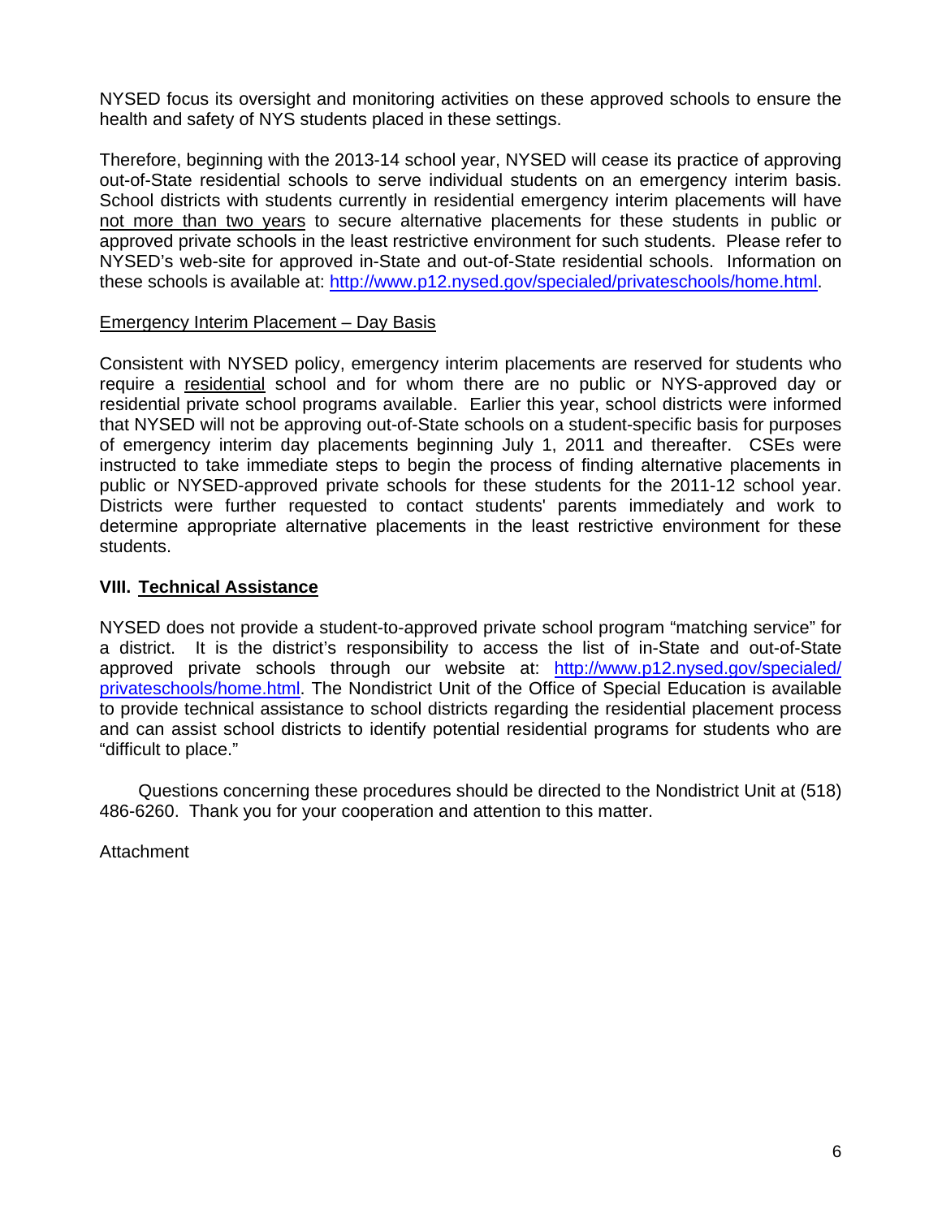NYSED focus its oversight and monitoring activities on these approved schools to ensure the health and safety of NYS students placed in these settings.

Therefore, beginning with the 2013-14 school year, NYSED will cease its practice of approving out-of-State residential schools to serve individual students on an emergency interim basis. School districts with students currently in residential emergency interim placements will have not more than two years to secure alternative placements for these students in public or approved private schools in the least restrictive environment for such students. Please refer to NYSED's web-site for approved in-State and out-of-State residential schools. Information on these schools is available at: [http://www.p12.nysed.gov/specialed/privateschools/home.html](http://www.p12.nysed.gov/specialed/privateschools/home.html).

Emergency Interim Placement – Day Basis

Consistent with NYSED policy, emergency interim placements are reserved for students who require a residential school and for whom there are no public or NYS-approved day or residential private school programs available. Earlier this year, school districts were informed that NYSED will not be approving out-of-State schools on a student-specific basis for purposes of emergency interim day placements beginning July 1, 2011 and thereafter. CSEs were instructed to take immediate steps to begin the process of finding alternative placements in public or NYSED-approved private schools for these students for the 2011-12 school year. Districts were further requested to contact students' parents immediately and work to determine appropriate alternative placements in the least restrictive environment for these students.

## VIII. Technical Assistance

NYSED does not provide a student-to-approved private school program "matching service" for a district. It is the district's responsibility to access the list of in-State and out-of-State approved private schools through our website at: [http://www.p12.nysed.gov/specialed/privateschools/home.html](http://www.p12.nysed.gov/specialed/privateschools/home.html). The Nondistrict Unit of the Office of Special Education is available to provide technical assistance to school districts regarding the residential placement process and can assist school districts to identify potential residential programs for students who are "difficult to place."

Questions concerning these procedures should be directed to the Nondistrict Unit at (518) 486-6260. Thank you for your cooperation and attention to this matter.

Attachment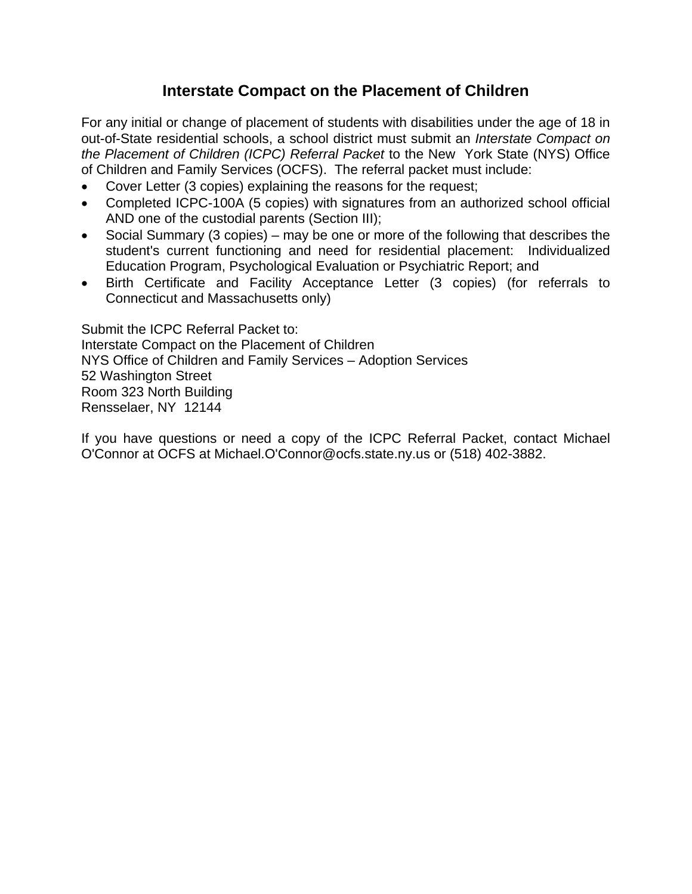## Interstate Compact on the Placement of Children

For any initial or change of placement of students with disabilities under the age of 18 in out-of-State residential schools, a school district must submit an *Interstate Compact on the Placement of Children (ICPC) Referral Packet* to the New York State (NYS) Office of Children and Family Services (OCFS). The referral packet must include:

- Cover Letter (3 copies) explaining the reasons for the request;
- Completed ICPC-100A (5 copies) with signatures from an authorized school official AND one of the custodial parents (Section III);
- Social Summary (3 copies) – may be one or more of the following that describes the student's current functioning and need for residential placement: Individualized Education Program, Psychological Evaluation or Psychiatric Report; and
- Birth Certificate and Facility Acceptance Letter (3 copies) (for referrals to Connecticut and Massachusetts only)

Submit the ICPC Referral Packet to:
Interstate Compact on the Placement of Children
NYS Office of Children and Family Services – Adoption Services
52 Washington Street
Room 323 North Building
Rensselaer, NY 12144

If you have questions or need a copy of the ICPC Referral Packet, contact Michael O'Connor at OCFS at Michael.O'Connor@ocfs.state.ny.us or (518) 402-3882.